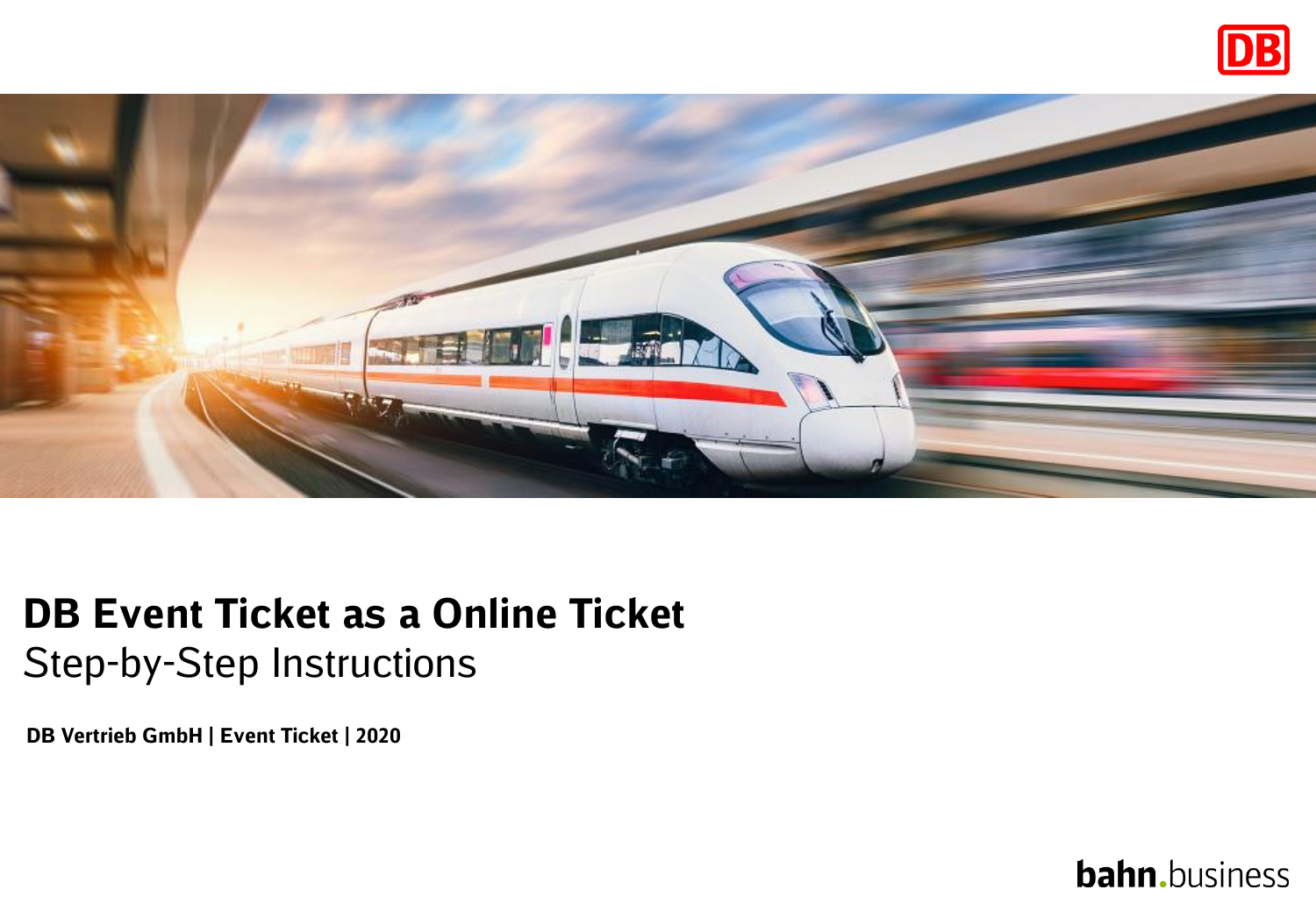# DB Event Ticket as a Online Ticket

Step-by-Step Instructions

**DB Vertrieb GmbH | Event Ticket | 2020**

bahn.business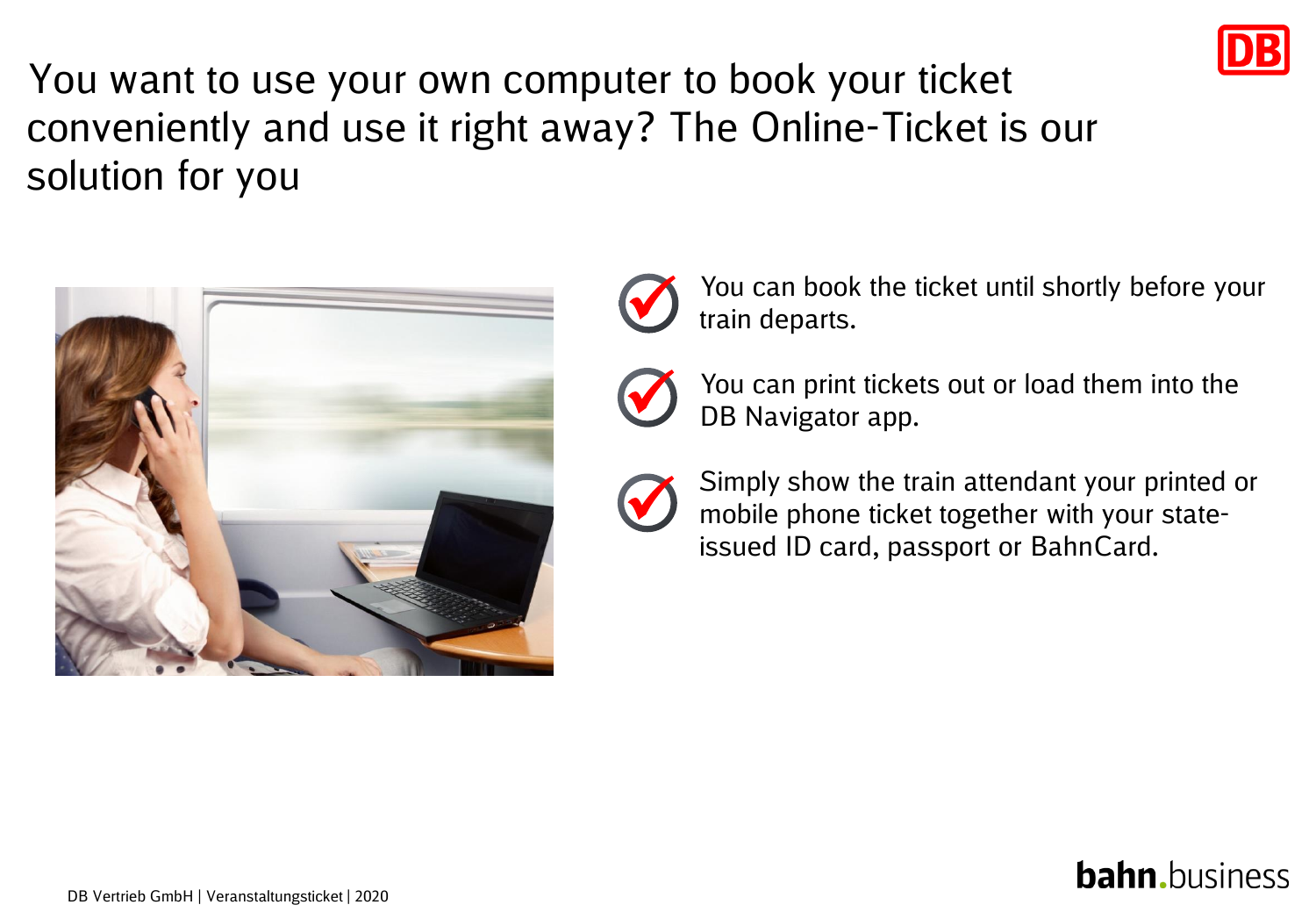# You want to use your own computer to book your ticket conveniently and use it right away? The Online-Ticket is our solution for you

- You can book the ticket until shortly before your train departs.
- You can print tickets out or load them into the DB Navigator app.
- Simply show the train attendant your printed or mobile phone ticket together with your state-issued ID card, passport or BahnCard.

DB Vertrieb GmbH | Veranstaltungsticket | 2020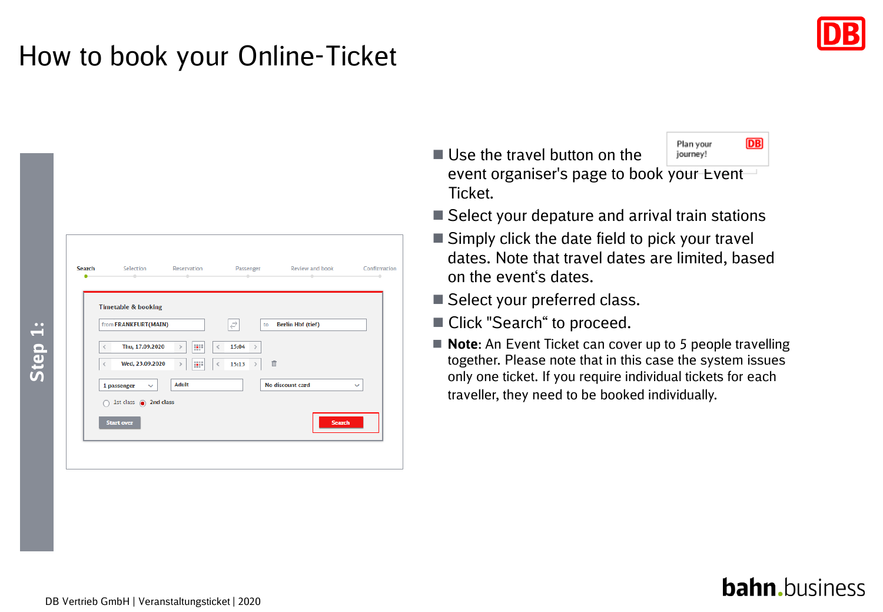# How to book your Online-Ticket

## Step 1:

- Use the travel button on the event organiser's page to book your Event Ticket.
- Select your depature and arrival train stations
- Simply click the date field to pick your travel dates. Note that travel dates are limited, based on the event‘s dates.
- Select your preferred class.
- Click "Search“ to proceed.
- **Note**: An Event Ticket can cover up to 5 people travelling together. Please note that in this case the system issues only one ticket. If you require individual tickets for each traveller, they need to be booked individually.

DB Vertrieb GmbH | Veranstaltungsticket | 2020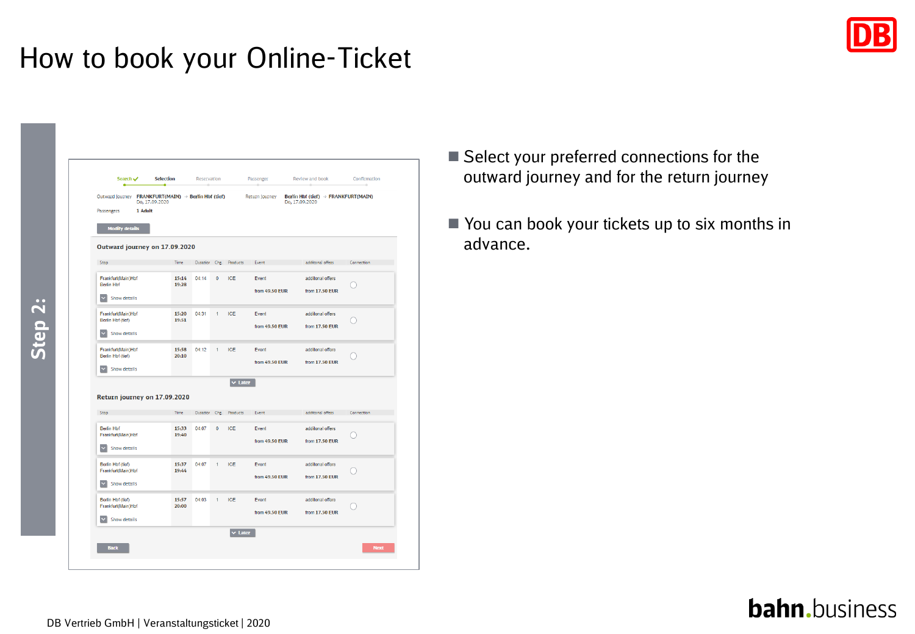# How to book your Online-Ticket

**Step 2:**

Search ✓ | Selection | Reservation | Passenger | Review and book | Confirmation

Outward Journey **FRANKFURT(MAIN)** → **Berlin Hbf (tief)** Do, 17.09.2020

Return Journey **Berlin Hbf (tief)** → **FRANKFURT(MAIN)** Do, 17.09.2020

Passengers **1 Adult**

Modify details

**Outward journey on 17.09.2020**

| Stop | Time | Duration | Chg | Products | Event | additonal offers | Connection |
|---|---|---|---|---|---|---|---|
| Frankfurt(Main)Hbf Berlin Hbf | **15:14 19:28** | 04:14 | 0 | ICE | Event from **49.50 EUR** | additonal offers from **17.50 EUR** | ○ |
| Frankfurt(Main)Hbf Berlin Hbf (tief) | **15:20 19:51** | 04:31 | 1 | ICE | Event from **49.50 EUR** | additonal offers from **17.50 EUR** | ○ |
| Frankfurt(Main)Hbf Berlin Hbf (tief) | **15:58 20:10** | 04:12 | 1 | ICE | Event from **49.50 EUR** | additonal offers from **17.50 EUR** | ○ |

Later

**Return journey on 17.09.2020**

| Stop | Time | Duration | Chg | Products | Event | additonal offers | Connection |
|---|---|---|---|---|---|---|---|
| Berlin Hbf Frankfurt(Main)Hbf | **15:33 19:40** | 04:07 | 0 | ICE | Event from **49.50 EUR** | additonal offers from **17.50 EUR** | ○ |
| Berlin Hbf (tief) Frankfurt(Main)Hbf | **15:37 19:44** | 04:07 | 1 | ICE | Event from **49.50 EUR** | additonal offers from **17.50 EUR** | ○ |
| Berlin Hbf (tief) Frankfurt(Main)Hbf | **15:57 20:00** | 04:03 | 1 | ICE | Event from **49.50 EUR** | additonal offers from **17.50 EUR** | ○ |

Later

Back | Next

- Select your preferred connections for the outward journey and for the return journey
- You can book your tickets up to six months in advance.

DB Vertrieb GmbH | Veranstaltungsticket | 2020

bahn.business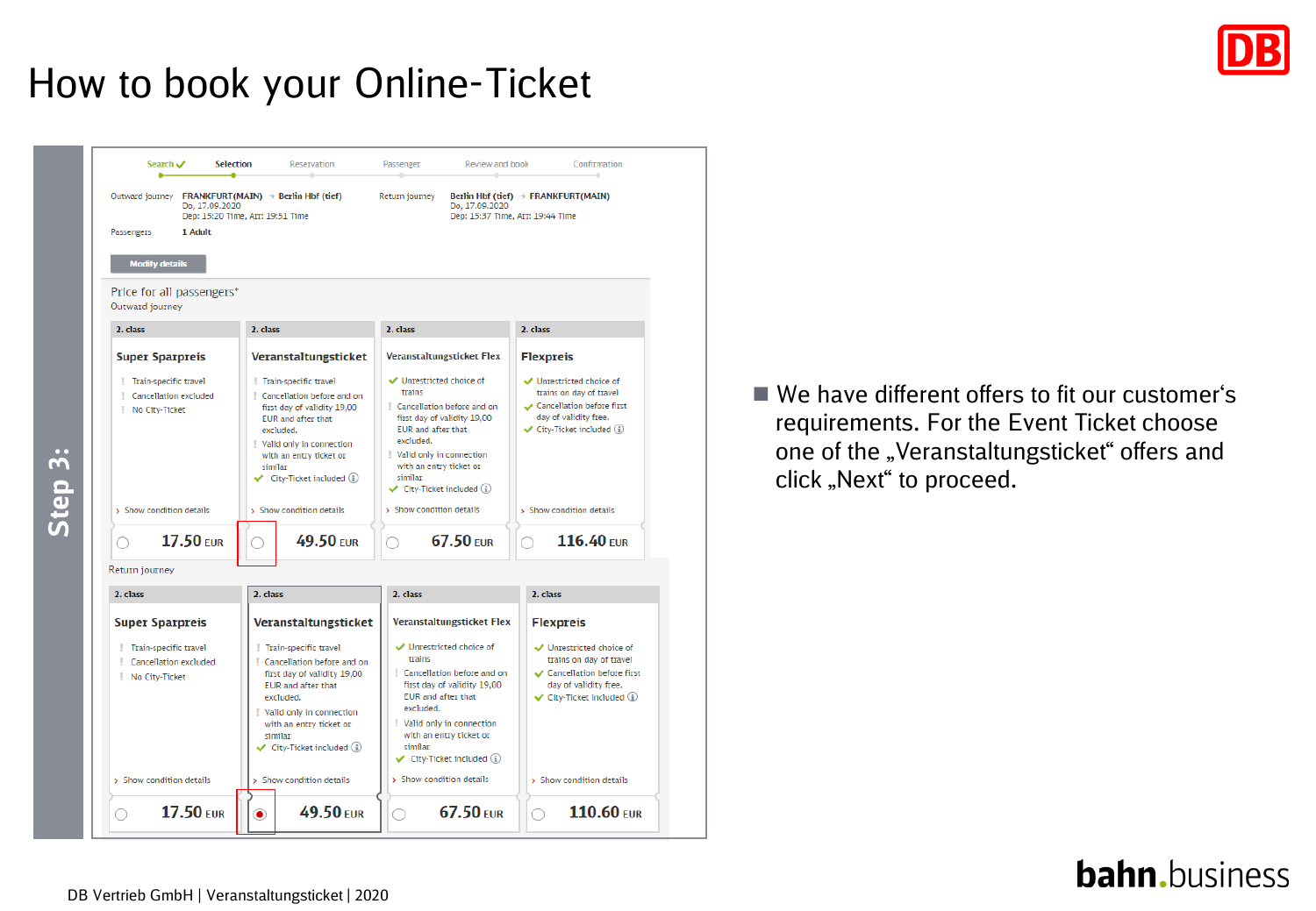# How to book your Online-Ticket

**Step 3:**

Search ✓ | Selection | Reservation | Passenger | Review and book | Confirmation

Outward journey: **FRANKFURT(MAIN)** → **Berlin Hbf (tief)**
Do, 17.09.2020
Dep: 15:20 Time, Arr: 19:51 Time

Return journey: **Berlin Hbf (tief)** → **FRANKFURT(MAIN)**
Do, 17.09.2020
Dep: 15:37 Time, Arr: 19:44 Time

Passengers: **1 Adult**

Modify details

Price for all passengers*

Outward journey

| 2. class | 2. class | 2. class | 2. class |
|---|---|---|---|
| **Super Sparpreis** | **Veranstaltungsticket** | **Veranstaltungsticket Flex** | **Flexpreis** |
| ! Train-specific travel<br>! Cancellation excluded<br>! No City-Ticket | ! Train-specific travel<br>! Cancellation before and on first day of validity 19,00 EUR and after that excluded.<br>! Valid only in connection with an entry ticket or similar<br>✓ City-Ticket included | ✓ Unrestricted choice of trains<br>! Cancellation before and on first day of validity 19,00 EUR and after that excluded.<br>! Valid only in connection with an entry ticket or similar<br>✓ City-Ticket included | ✓ Unrestricted choice of trains on day of travel<br>✓ Cancellation before first day of validity free.<br>✓ City-Ticket included |
| › Show condition details | › Show condition details | › Show condition details | › Show condition details |
| ○ **17.50** EUR | ○ **49.50** EUR | ○ **67.50** EUR | ○ **116.40** EUR |

Return journey

| 2. class | 2. class | 2. class | 2. class |
|---|---|---|---|
| **Super Sparpreis** | **Veranstaltungsticket** | **Veranstaltungsticket Flex** | **Flexpreis** |
| ! Train-specific travel<br>! Cancellation excluded<br>! No City-Ticket | ! Train-specific travel<br>! Cancellation before and on first day of validity 19,00 EUR and after that excluded.<br>! Valid only in connection with an entry ticket or similar<br>✓ City-Ticket included | ✓ Unrestricted choice of trains<br>! Cancellation before and on first day of validity 19,00 EUR and after that excluded.<br>! Valid only in connection with an entry ticket or similar<br>✓ City-Ticket included | ✓ Unrestricted choice of trains on day of travel<br>✓ Cancellation before first day of validity free.<br>✓ City-Ticket included |
| › Show condition details | › Show condition details | › Show condition details | › Show condition details |
| ○ **17.50** EUR | ◉ **49.50** EUR | ○ **67.50** EUR | ○ **110.60** EUR |

- We have different offers to fit our customer's requirements. For the Event Ticket choose one of the „Veranstaltungsticket“ offers and click „Next“ to proceed.

DB Vertrieb GmbH | Veranstaltungsticket | 2020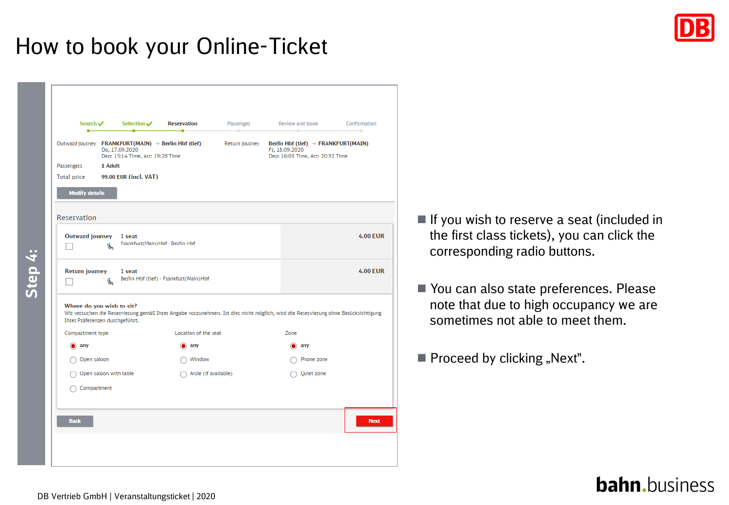# How to book your Online-Ticket

**Step 4:**

Search ✓ Selection ✓ Reservation Passenger Review and book Confirmation

| | | | |
|---|---|---|---|
| Outward journey | FRANKFURT(MAIN) → Berlin Hbf (tief)<br>Do, 17.09.2020<br>Dep: 15:14 Time, Arr: 19:28 Time | Return journey | Berlin Hbf (tief) → FRANKFURT(MAIN)<br>Fr, 18.09.2020<br>Dep: 16:05 Time, Arr: 20:32 Time |
| Passengers | 1 Adult | | |
| Total price | 99.00 EUR (incl. VAT) | | |

Modify details

Reservation

| | | |
|---|---|---|
| Outward journey | 1 seat<br>Frankfurt(Main)Hbf - Berlin Hbf | 4.00 EUR |
| Return journey | 1 seat<br>Berlin Hbf (tief) - Frankfurt(Main)Hbf | 4.00 EUR |

**Where do you wish to sit?**

Wir versuchen die Reservierung gemäß Ihrer Angabe vorzunehmen. Ist dies nicht möglich, wird die Reservierung ohne Berücksichtigung Ihrer Präferenzen durchgeführt.

| Compartment type | Location of the seat | Zone |
|---|---|---|
| any | any | any |
| Open saloon | Window | Phone zone |
| Open saloon with table | Aisle (if available) | Quiet zone |
| Compartment | | |

Back Next

- If you wish to reserve a seat (included in the first class tickets), you can click the corresponding radio buttons.
- You can also state preferences. Please note that due to high occupancy we are sometimes not able to meet them.
- Proceed by clicking „Next".

DB Vertrieb GmbH | Veranstaltungsticket | 2020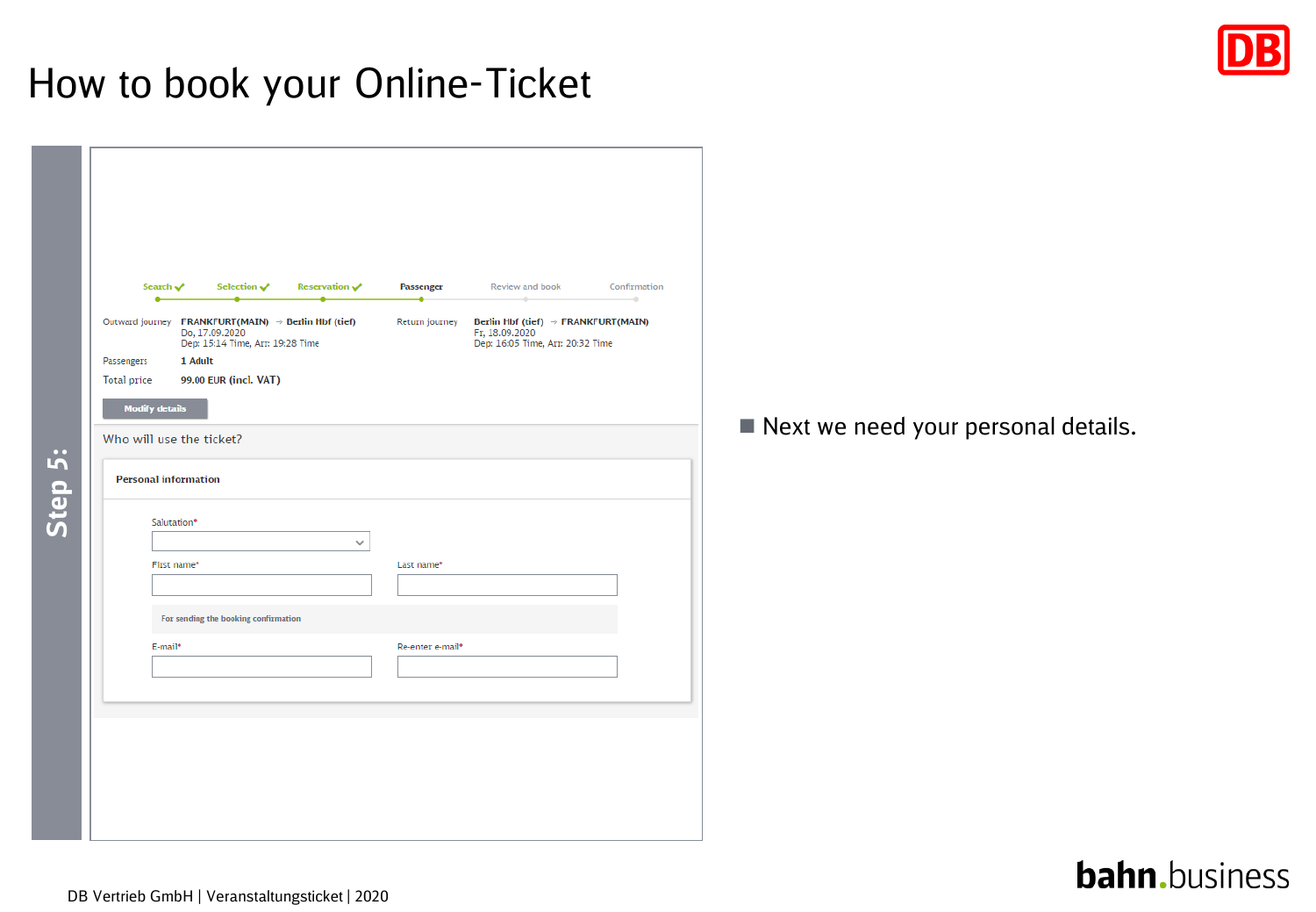# How to book your Online-Ticket

**Step 5:**

Search ✓ | Selection ✓ | Reservation ✓ | Passenger | Review and book | Confirmation

Outward journey **FRANKFURT(MAIN) → Berlin Hbf (tief)**
Do, 17.09.2020
Dep: 15:14 Time, Arr: 19:28 Time

Return journey **Berlin Hbf (tief) → FRANKFURT(MAIN)**
Fr, 18.09.2020
Dep: 16:05 Time, Arr: 20:32 Time

Passengers **1 Adult**

Total price **99.00 EUR (incl. VAT)**

Modify details

Who will use the ticket?

**Personal information**

Salutation*

First name*

Last name*

For sending the booking confirmation

E-mail*

Re-enter e-mail*

- Next we need your personal details.

DB Vertrieb GmbH | Veranstaltungsticket | 2020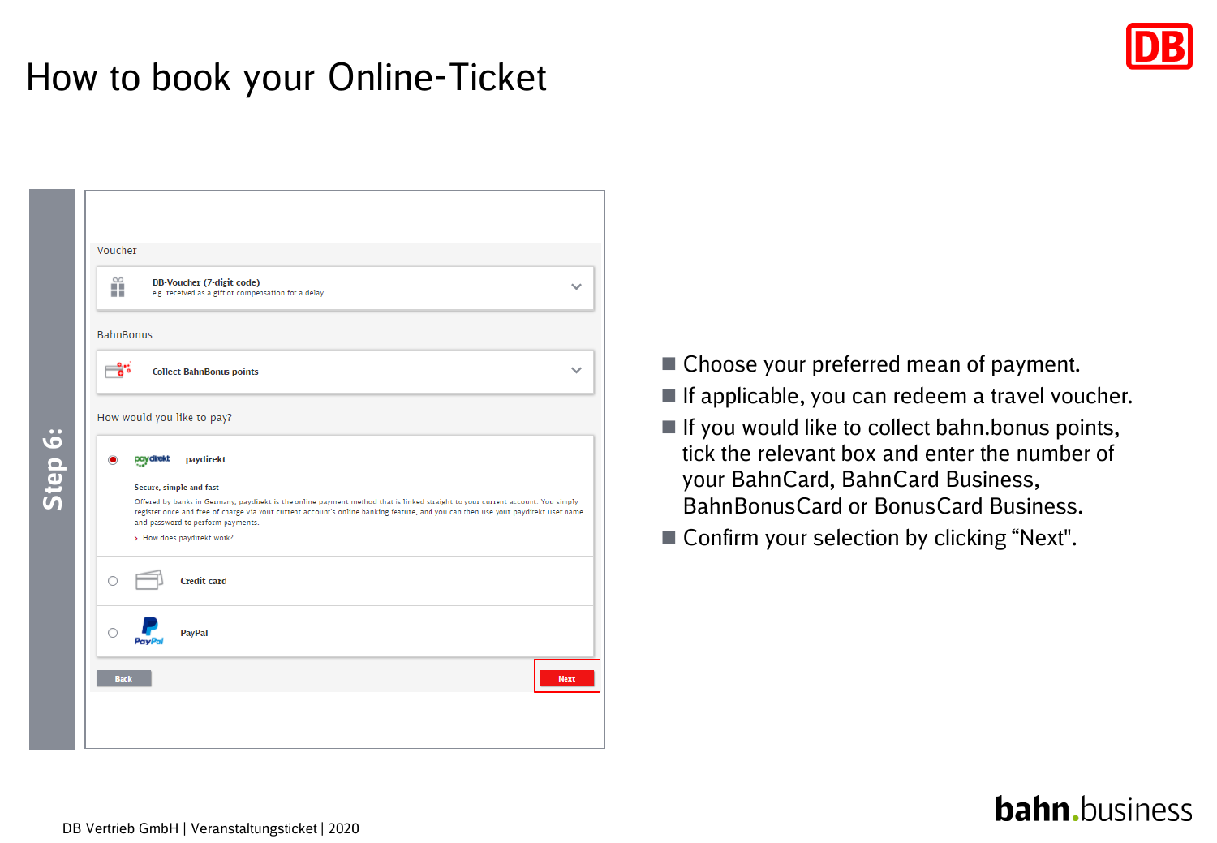# How to book your Online-Ticket

**Step 6:**

Voucher

DB-Voucher (7-digit code)
e.g. received as a gift or compensation for a delay

BahnBonus

Collect BahnBonus points

How would you like to pay?

paydirekt

Secure, simple and fast

Offered by banks in Germany, paydirekt is the online payment method that is linked straight to your current account. You simply register once and free of charge via your current account's online banking feature, and you can then use your paydirekt user name and password to perform payments.

› How does paydirekt work?

Credit card

PayPal

Back

Next

- Choose your preferred mean of payment.
- If applicable, you can redeem a travel voucher.
- If you would like to collect bahn.bonus points, tick the relevant box and enter the number of your BahnCard, BahnCard Business, BahnBonusCard or BonusCard Business.
- Confirm your selection by clicking “Next".

DB Vertrieb GmbH | Veranstaltungsticket | 2020

bahn.business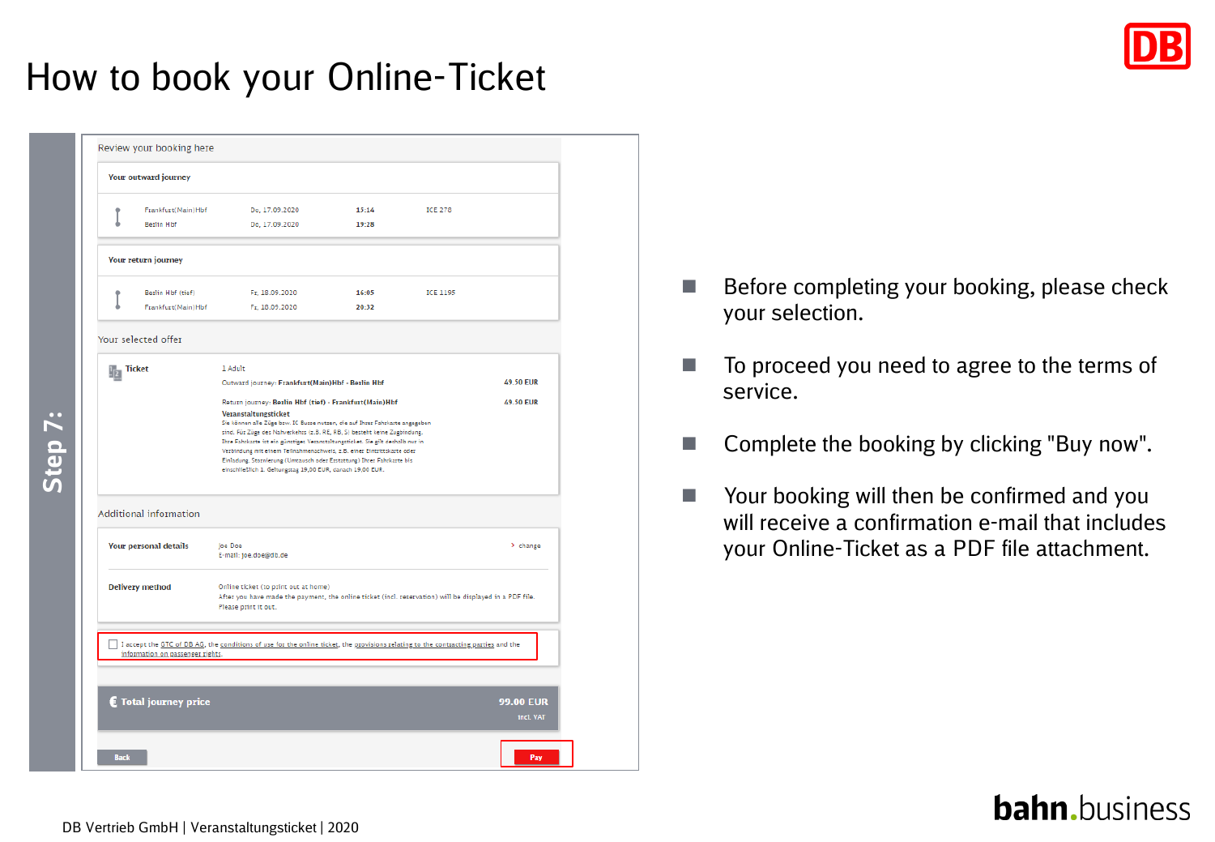# How to book your Online-Ticket

**Step 7:**

Review your booking here

**Your outward journey**

| | | | |
|---|---|---|---|
| Frankfurt(Main)Hbf | Do, 17.09.2020 | 15:14 | ICE 278 |
| Berlin Hbf | Do, 17.09.2020 | 19:28 | |

**Your return journey**

| | | | |
|---|---|---|---|
| Berlin Hbf (tief) | Fr, 18.09.2020 | 16:05 | ICE 1195 |
| Frankfurt(Main)Hbf | Fr, 18.09.2020 | 20:32 | |

Your selected offer

**Ticket** — 1 Adult

Outward journey: **Frankfurt(Main)Hbf - Berlin Hbf** — 49.50 EUR

Return journey: **Berlin Hbf (tief) - Frankfurt(Main)Hbf** — 49.50 EUR

**Veranstaltungsticket**
Sie können alle Züge bzw. IC Busse nutzen, die auf Ihrer Fahrkarte angegeben sind. Für Züge des Nahverkehrs (z.B. RE, RB, S) besteht keine Zugbindung. Ihre Fahrkarte ist ein günstiges Veranstaltungsticket. Sie gilt deshalb nur in Verbindung mit einem Teilnahmenachweis, z.B. einer Eintrittskarte oder Einladung. Stornierung (Umtausch oder Erstattung) Ihrer Fahrkarte bis einschließlich 1. Geltungstag 19,00 EUR, danach 19,00 EUR.

Additional information

**Your personal details** — Joe Doe, E-mail: joe.doe@db.de — › change

**Delivery method** — Online ticket (to print out at home)
After you have made the payment, the online ticket (incl. reservation) will be displayed in a PDF file. Please print it out.

☐ I accept the GTC of DB AG, the conditions of use for the online ticket, the provisions relating to the contracting parties and the information on passenger rights.

**€ Total journey price** — **99.00 EUR** incl. VAT

Back | Pay

- Before completing your booking, please check your selection.
- To proceed you need to agree to the terms of service.
- Complete the booking by clicking "Buy now".
- Your booking will then be confirmed and you will receive a confirmation e-mail that includes your Online-Ticket as a PDF file attachment.

DB Vertrieb GmbH | Veranstaltungsticket | 2020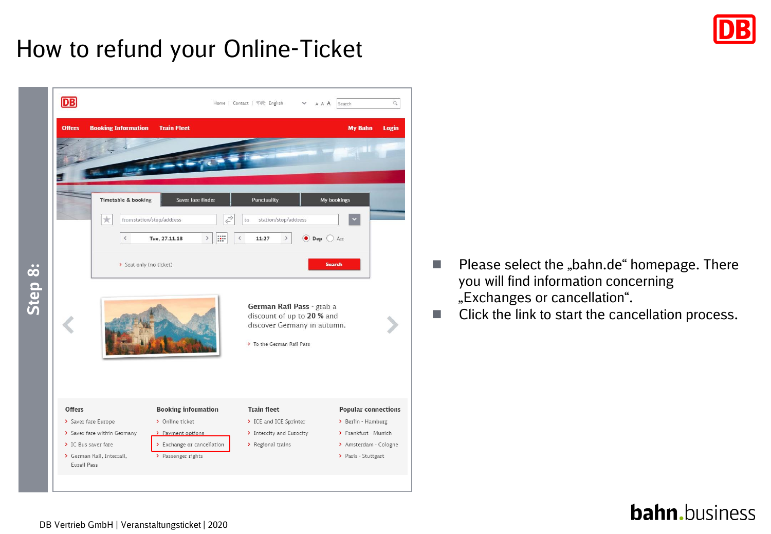# How to refund your Online-Ticket

Step 8:

- Please select the „bahn.de“ homepage. There you will find information concerning „Exchanges or cancellation“.
- Click the link to start the cancellation process.

DB Vertrieb GmbH | Veranstaltungsticket | 2020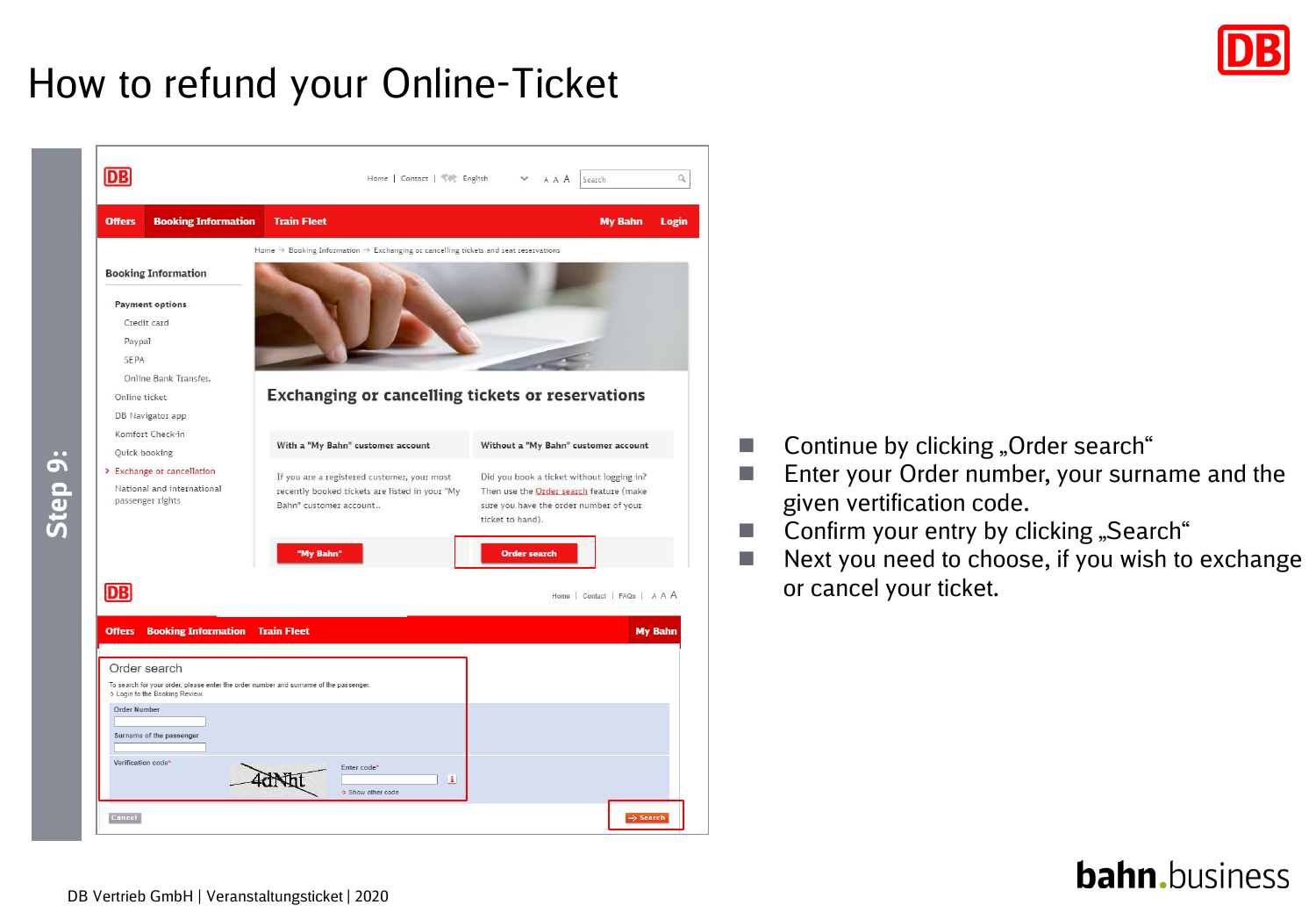# How to refund your Online-Ticket

**Step 9:**

- Continue by clicking „Order search“
- Enter your Order number, your surname and the given vertification code.
- Confirm your entry by clicking „Search“
- Next you need to choose, if you wish to exchange or cancel your ticket.

DB Vertrieb GmbH | Veranstaltungsticket | 2020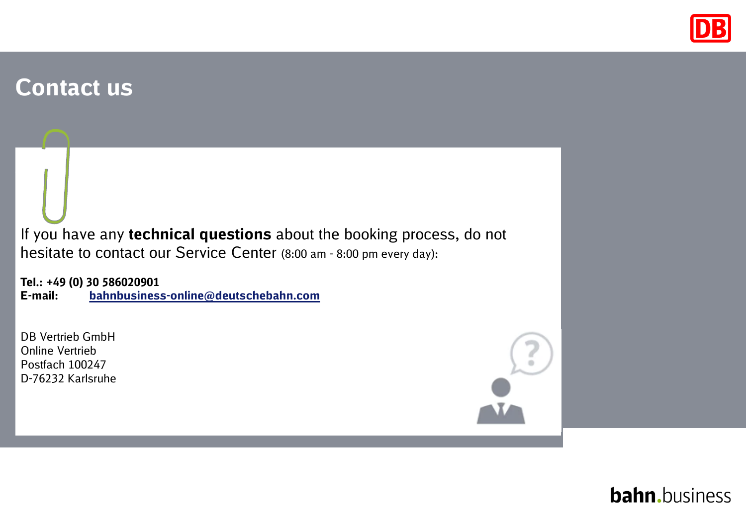# Contact us

If you have any **technical questions** about the booking process, do not hesitate to contact our Service Center (8:00 am - 8:00 pm every day):

**Tel.: +49 (0) 30 586020901**
**E-mail:** bahnbusiness-online@deutschebahn.com

DB Vertrieb GmbH
Online Vertrieb
Postfach 100247
D-76232 Karlsruhe